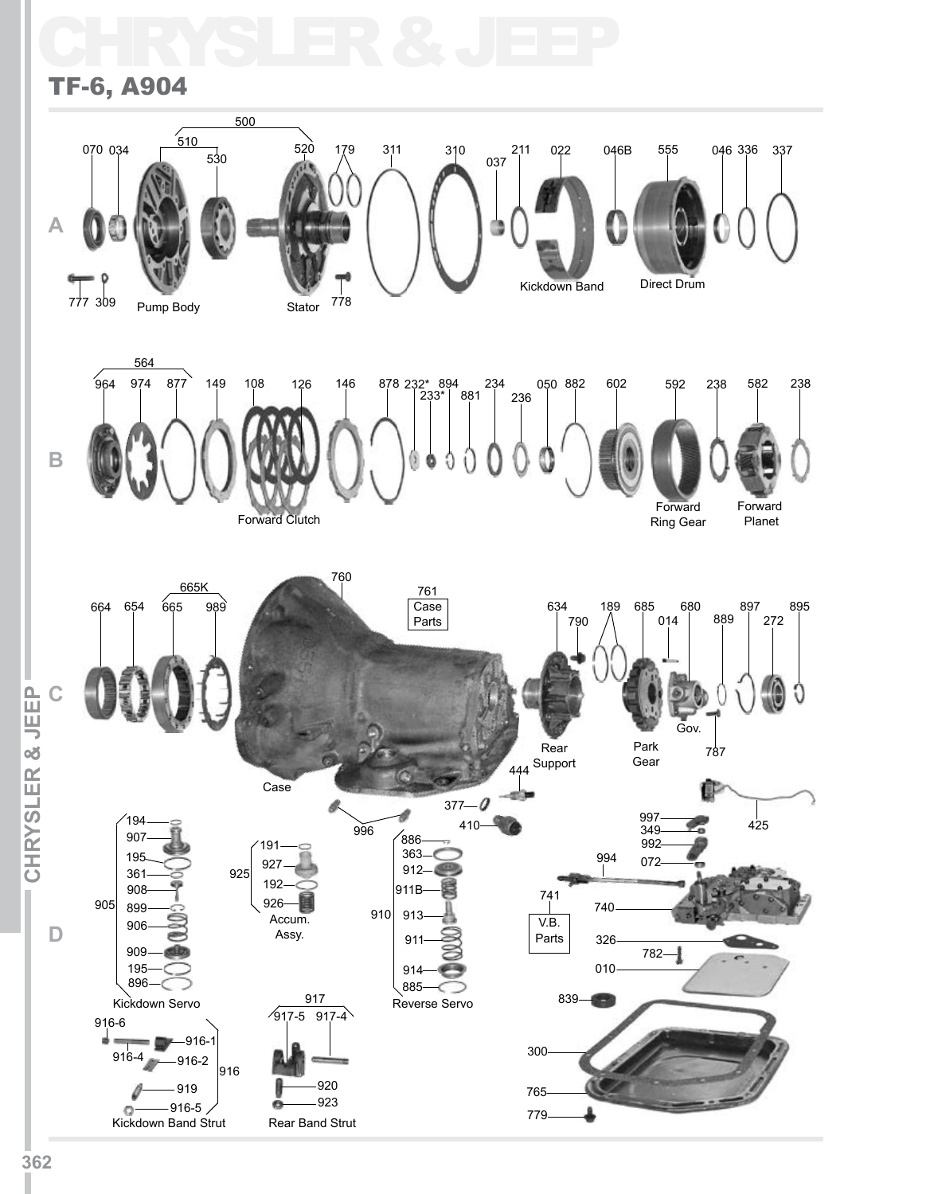# CHRYSLER & JEEP

## TF-6, A904

### A

500, 510, 520, 530

070, 034, 179, 311, 310, 037, 211, 022, 046B, 555, 046, 336, 337

777, 309, 778

Pump Body

Stator

Kickdown Band

Direct Drum

### B

564

964, 974, 877, 149, 108, 126, 146, 878, 232*, 233*, 894, 881, 234, 236, 050, 882, 602, 592, 238, 582, 238

Forward Clutch

Forward Ring Gear

Forward Planet

### C

665K

664, 654, 665, 989

760

761 Case Parts

634, 790, 189, 685, 014, 680, 889, 897, 272, 895

Case

Rear Support

Park Gear

Gov.

787

444

### D

Kickdown Servo (905): 194, 907, 195, 361, 908, 899, 906, 909, 195, 896

Accum. Assy. (925): 191, 927, 192, 926

996

377, 410

Reverse Servo (910): 886, 363, 912, 911B, 913, 911, 914, 885

425

997, 349, 992, 072

994

741 V.B. Parts

740

326

782

010

839

300

765

779

Kickdown Band Strut (916): 916-6, 916-1, 916-4, 916-2, 919, 916-5

Rear Band Strut (917): 917-5, 917-4, 920, 923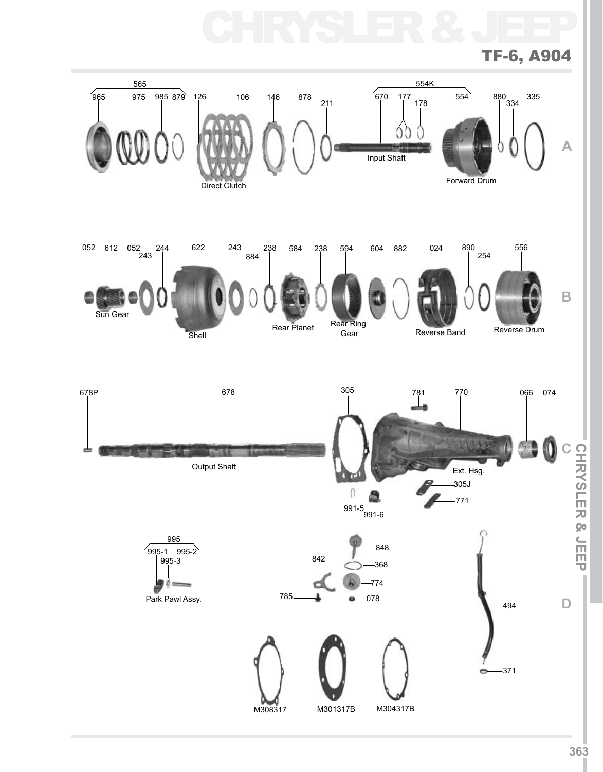# CHRYSLER & JEEP

## TF-6, A904

565
965 975 985 879 126 106 146 878 211
Direct Clutch

554K
670 177 178 554 880 334 335
Input Shaft
Forward Drum

A

052 612 052 243 244 622 243 884 238 584 238 594 604 882 024 890 254 556
Sun Gear
Shell
Rear Planet
Rear Ring Gear
Reverse Band
Reverse Drum

B

678P 678 305 781 770 066 074
Output Shaft
Ext. Hsg.
305J
771
991-5
991-6

C

995
995-1 995-2
995-3
Park Pawl Assy.

842 848 368 774 785 078

494
371

M308317 M301317B M304317B

D